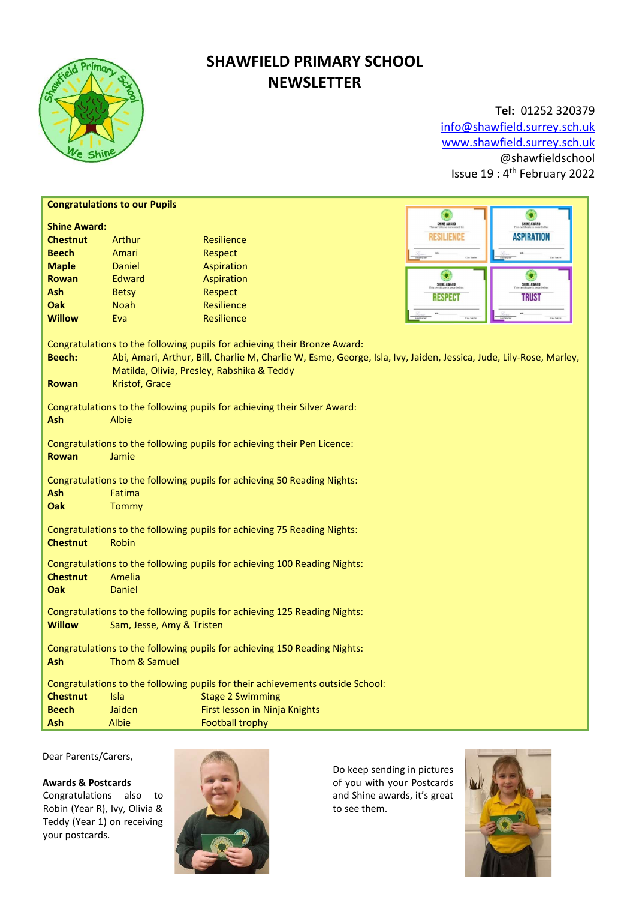# SHAWFIELD PRIMARY SCHOOL NEWSLETTER

**Tel:** 01252 320379
info@shawfield.surrey.sch.uk
www.shawfield.surrey.sch.uk
@shawfieldschool
Issue 19 : 4th February 2022

## Congratulations to our Pupils

**Shine Award:**

| | | |
|---|---|---|
| **Chestnut** | Arthur | Resilience |
| **Beech** | Amari | Respect |
| **Maple** | Daniel | Aspiration |
| **Rowan** | Edward | Aspiration |
| **Ash** | Betsy | Respect |
| **Oak** | Noah | Resilience |
| **Willow** | Eva | Resilience |

Congratulations to the following pupils for achieving their Bronze Award:

**Beech:** Abi, Amari, Arthur, Bill, Charlie M, Charlie W, Esme, George, Isla, Ivy, Jaiden, Jessica, Jude, Lily-Rose, Marley, Matilda, Olivia, Presley, Rabshika & Teddy

**Rowan** Kristof, Grace

Congratulations to the following pupils for achieving their Silver Award:

**Ash** Albie

Congratulations to the following pupils for achieving their Pen Licence:

**Rowan** Jamie

Congratulations to the following pupils for achieving 50 Reading Nights:

**Ash** Fatima

**Oak** Tommy

Congratulations to the following pupils for achieving 75 Reading Nights:

**Chestnut** Robin

Congratulations to the following pupils for achieving 100 Reading Nights:

**Chestnut** Amelia

**Oak** Daniel

Congratulations to the following pupils for achieving 125 Reading Nights:

**Willow** Sam, Jesse, Amy & Tristen

Congratulations to the following pupils for achieving 150 Reading Nights:

**Ash** Thom & Samuel

Congratulations to the following pupils for their achievements outside School:

| | | |
|---|---|---|
| **Chestnut** | Isla | Stage 2 Swimming |
| **Beech** | Jaiden | First lesson in Ninja Knights |
| **Ash** | Albie | Football trophy |

Dear Parents/Carers,

**Awards & Postcards**

Congratulations also to Robin (Year R), Ivy, Olivia & Teddy (Year 1) on receiving your postcards.

Do keep sending in pictures of you with your Postcards and Shine awards, it's great to see them.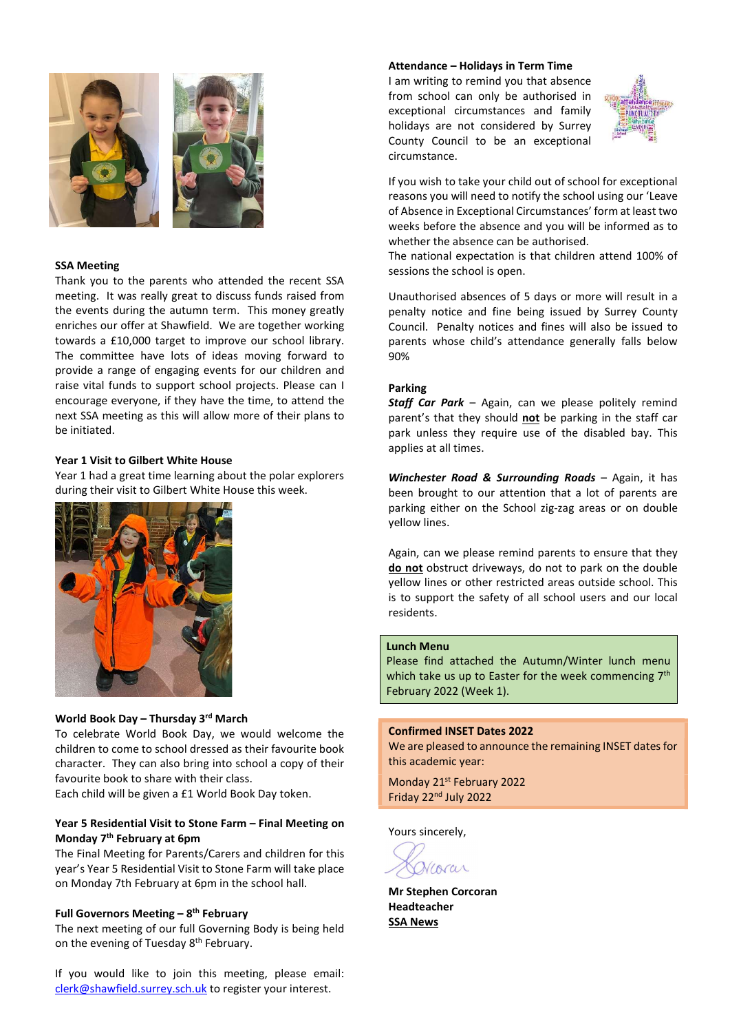**SSA Meeting**

Thank you to the parents who attended the recent SSA meeting. It was really great to discuss funds raised from the events during the autumn term. This money greatly enriches our offer at Shawfield. We are together working towards a £10,000 target to improve our school library. The committee have lots of ideas moving forward to provide a range of engaging events for our children and raise vital funds to support school projects. Please can I encourage everyone, if they have the time, to attend the next SSA meeting as this will allow more of their plans to be initiated.

**Year 1 Visit to Gilbert White House**

Year 1 had a great time learning about the polar explorers during their visit to Gilbert White House this week.

**World Book Day – Thursday 3rd March**

To celebrate World Book Day, we would welcome the children to come to school dressed as their favourite book character. They can also bring into school a copy of their favourite book to share with their class.

Each child will be given a £1 World Book Day token.

**Year 5 Residential Visit to Stone Farm – Final Meeting on Monday 7th February at 6pm**

The Final Meeting for Parents/Carers and children for this year's Year 5 Residential Visit to Stone Farm will take place on Monday 7th February at 6pm in the school hall.

**Full Governors Meeting – 8th February**

The next meeting of our full Governing Body is being held on the evening of Tuesday 8th February.

If you would like to join this meeting, please email: clerk@shawfield.surrey.sch.uk to register your interest.

**Attendance – Holidays in Term Time**

I am writing to remind you that absence from school can only be authorised in exceptional circumstances and family holidays are not considered by Surrey County Council to be an exceptional circumstance.

If you wish to take your child out of school for exceptional reasons you will need to notify the school using our 'Leave of Absence in Exceptional Circumstances' form at least two weeks before the absence and you will be informed as to whether the absence can be authorised.

The national expectation is that children attend 100% of sessions the school is open.

Unauthorised absences of 5 days or more will result in a penalty notice and fine being issued by Surrey County Council. Penalty notices and fines will also be issued to parents whose child's attendance generally falls below 90%

**Parking**

***Staff Car Park*** – Again, can we please politely remind parent's that they should **not** be parking in the staff car park unless they require use of the disabled bay. This applies at all times.

***Winchester Road & Surrounding Roads*** – Again, it has been brought to our attention that a lot of parents are parking either on the School zig-zag areas or on double yellow lines.

Again, can we please remind parents to ensure that they **do not** obstruct driveways, do not to park on the double yellow lines or other restricted areas outside school. This is to support the safety of all school users and our local residents.

**Lunch Menu**

Please find attached the Autumn/Winter lunch menu which take us up to Easter for the week commencing 7th February 2022 (Week 1).

**Confirmed INSET Dates 2022**

We are pleased to announce the remaining INSET dates for this academic year:

Monday 21st February 2022
Friday 22nd July 2022

Yours sincerely,

**Mr Stephen Corcoran**
**Headteacher**
**SSA News**